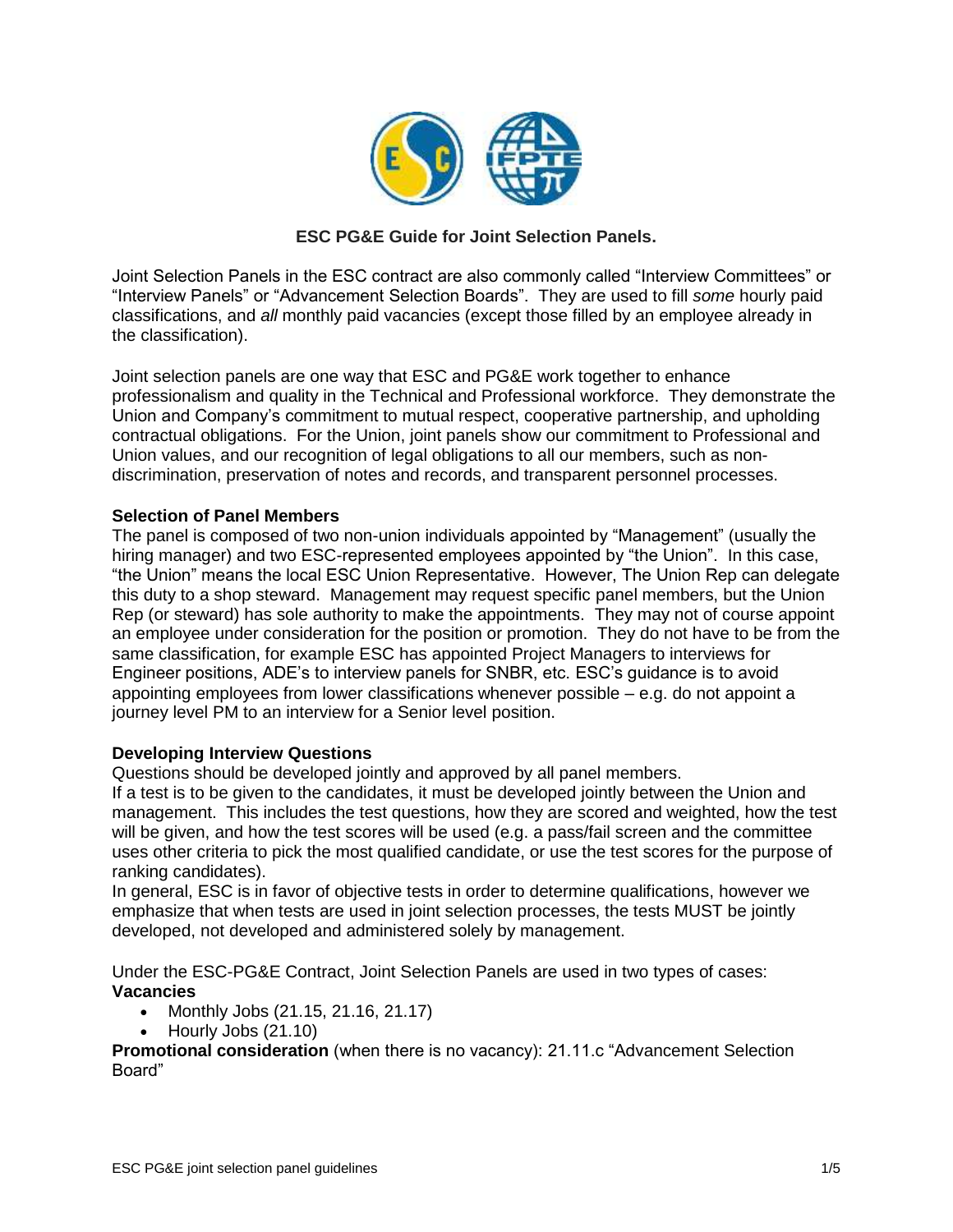**ESC PG&E Guide for Joint Selection Panels.**

Joint Selection Panels in the ESC contract are also commonly called "Interview Committees" or "Interview Panels" or "Advancement Selection Boards". They are used to fill *some* hourly paid classifications, and *all* monthly paid vacancies (except those filled by an employee already in the classification).

Joint selection panels are one way that ESC and PG&E work together to enhance professionalism and quality in the Technical and Professional workforce. They demonstrate the Union and Company's commitment to mutual respect, cooperative partnership, and upholding contractual obligations. For the Union, joint panels show our commitment to Professional and Union values, and our recognition of legal obligations to all our members, such as non-discrimination, preservation of notes and records, and transparent personnel processes.

**Selection of Panel Members**

The panel is composed of two non-union individuals appointed by "Management" (usually the hiring manager) and two ESC-represented employees appointed by "the Union". In this case, "the Union" means the local ESC Union Representative. However, The Union Rep can delegate this duty to a shop steward. Management may request specific panel members, but the Union Rep (or steward) has sole authority to make the appointments. They may not of course appoint an employee under consideration for the position or promotion. They do not have to be from the same classification, for example ESC has appointed Project Managers to interviews for Engineer positions, ADE's to interview panels for SNBR, etc. ESC's guidance is to avoid appointing employees from lower classifications whenever possible – e.g. do not appoint a journey level PM to an interview for a Senior level position.

**Developing Interview Questions**

Questions should be developed jointly and approved by all panel members.

If a test is to be given to the candidates, it must be developed jointly between the Union and management. This includes the test questions, how they are scored and weighted, how the test will be given, and how the test scores will be used (e.g. a pass/fail screen and the committee uses other criteria to pick the most qualified candidate, or use the test scores for the purpose of ranking candidates).

In general, ESC is in favor of objective tests in order to determine qualifications, however we emphasize that when tests are used in joint selection processes, the tests MUST be jointly developed, not developed and administered solely by management.

Under the ESC-PG&E Contract, Joint Selection Panels are used in two types of cases:

**Vacancies**

- Monthly Jobs (21.15, 21.16, 21.17)
- Hourly Jobs (21.10)

**Promotional consideration** (when there is no vacancy): 21.11.c "Advancement Selection Board"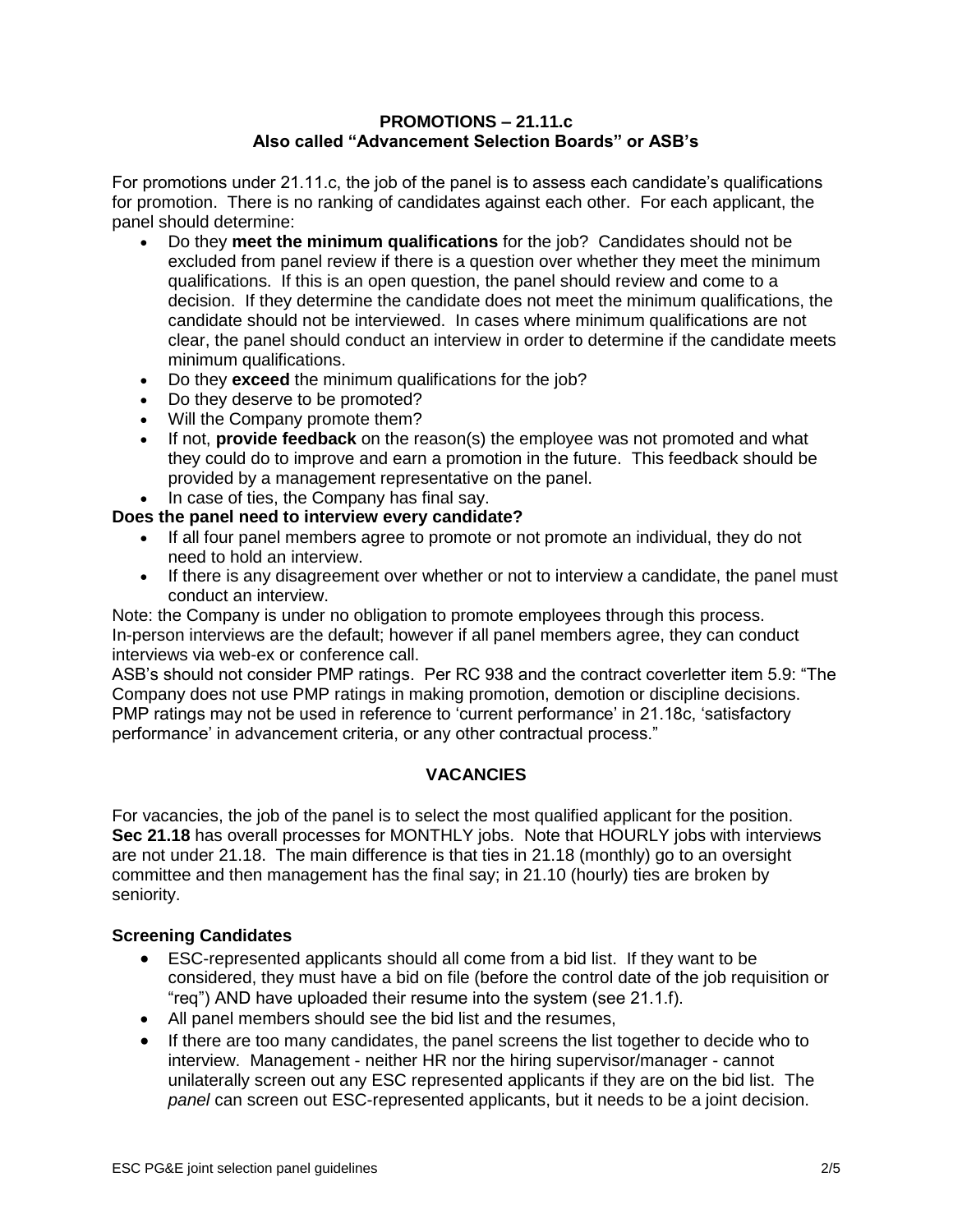## PROMOTIONS – 21.11.c
## Also called "Advancement Selection Boards" or ASB's

For promotions under 21.11.c, the job of the panel is to assess each candidate's qualifications for promotion. There is no ranking of candidates against each other. For each applicant, the panel should determine:

- Do they **meet the minimum qualifications** for the job? Candidates should not be excluded from panel review if there is a question over whether they meet the minimum qualifications. If this is an open question, the panel should review and come to a decision. If they determine the candidate does not meet the minimum qualifications, the candidate should not be interviewed. In cases where minimum qualifications are not clear, the panel should conduct an interview in order to determine if the candidate meets minimum qualifications.
- Do they **exceed** the minimum qualifications for the job?
- Do they deserve to be promoted?
- Will the Company promote them?
- If not, **provide feedback** on the reason(s) the employee was not promoted and what they could do to improve and earn a promotion in the future. This feedback should be provided by a management representative on the panel.
- In case of ties, the Company has final say.

**Does the panel need to interview every candidate?**

- If all four panel members agree to promote or not promote an individual, they do not need to hold an interview.
- If there is any disagreement over whether or not to interview a candidate, the panel must conduct an interview.

Note: the Company is under no obligation to promote employees through this process.
In-person interviews are the default; however if all panel members agree, they can conduct interviews via web-ex or conference call.
ASB's should not consider PMP ratings. Per RC 938 and the contract coverletter item 5.9: "The Company does not use PMP ratings in making promotion, demotion or discipline decisions. PMP ratings may not be used in reference to 'current performance' in 21.18c, 'satisfactory performance' in advancement criteria, or any other contractual process."

## VACANCIES

For vacancies, the job of the panel is to select the most qualified applicant for the position. **Sec 21.18** has overall processes for MONTHLY jobs. Note that HOURLY jobs with interviews are not under 21.18. The main difference is that ties in 21.18 (monthly) go to an oversight committee and then management has the final say; in 21.10 (hourly) ties are broken by seniority.

### Screening Candidates

- ESC-represented applicants should all come from a bid list. If they want to be considered, they must have a bid on file (before the control date of the job requisition or "req") AND have uploaded their resume into the system (see 21.1.f).
- All panel members should see the bid list and the resumes,
- If there are too many candidates, the panel screens the list together to decide who to interview. Management - neither HR nor the hiring supervisor/manager - cannot unilaterally screen out any ESC represented applicants if they are on the bid list. The *panel* can screen out ESC-represented applicants, but it needs to be a joint decision.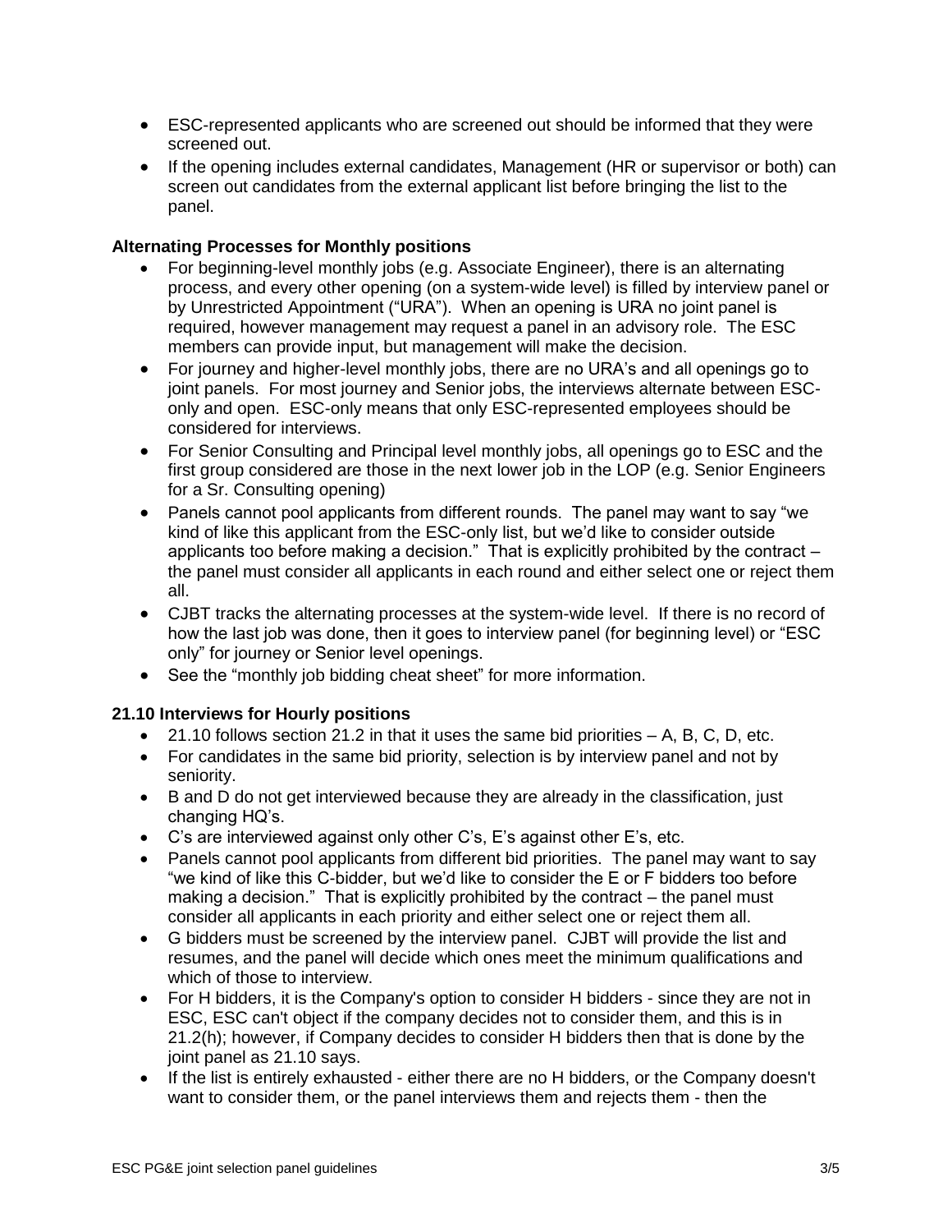- ESC-represented applicants who are screened out should be informed that they were screened out.
- If the opening includes external candidates, Management (HR or supervisor or both) can screen out candidates from the external applicant list before bringing the list to the panel.

**Alternating Processes for Monthly positions**

- For beginning-level monthly jobs (e.g. Associate Engineer), there is an alternating process, and every other opening (on a system-wide level) is filled by interview panel or by Unrestricted Appointment ("URA"). When an opening is URA no joint panel is required, however management may request a panel in an advisory role. The ESC members can provide input, but management will make the decision.
- For journey and higher-level monthly jobs, there are no URA's and all openings go to joint panels. For most journey and Senior jobs, the interviews alternate between ESC-only and open. ESC-only means that only ESC-represented employees should be considered for interviews.
- For Senior Consulting and Principal level monthly jobs, all openings go to ESC and the first group considered are those in the next lower job in the LOP (e.g. Senior Engineers for a Sr. Consulting opening)
- Panels cannot pool applicants from different rounds. The panel may want to say "we kind of like this applicant from the ESC-only list, but we'd like to consider outside applicants too before making a decision." That is explicitly prohibited by the contract – the panel must consider all applicants in each round and either select one or reject them all.
- CJBT tracks the alternating processes at the system-wide level. If there is no record of how the last job was done, then it goes to interview panel (for beginning level) or "ESC only" for journey or Senior level openings.
- See the "monthly job bidding cheat sheet" for more information.

**21.10 Interviews for Hourly positions**

- 21.10 follows section 21.2 in that it uses the same bid priorities – A, B, C, D, etc.
- For candidates in the same bid priority, selection is by interview panel and not by seniority.
- B and D do not get interviewed because they are already in the classification, just changing HQ's.
- C's are interviewed against only other C's, E's against other E's, etc.
- Panels cannot pool applicants from different bid priorities. The panel may want to say "we kind of like this C-bidder, but we'd like to consider the E or F bidders too before making a decision." That is explicitly prohibited by the contract – the panel must consider all applicants in each priority and either select one or reject them all.
- G bidders must be screened by the interview panel. CJBT will provide the list and resumes, and the panel will decide which ones meet the minimum qualifications and which of those to interview.
- For H bidders, it is the Company's option to consider H bidders - since they are not in ESC, ESC can't object if the company decides not to consider them, and this is in 21.2(h); however, if Company decides to consider H bidders then that is done by the joint panel as 21.10 says.
- If the list is entirely exhausted - either there are no H bidders, or the Company doesn't want to consider them, or the panel interviews them and rejects them - then the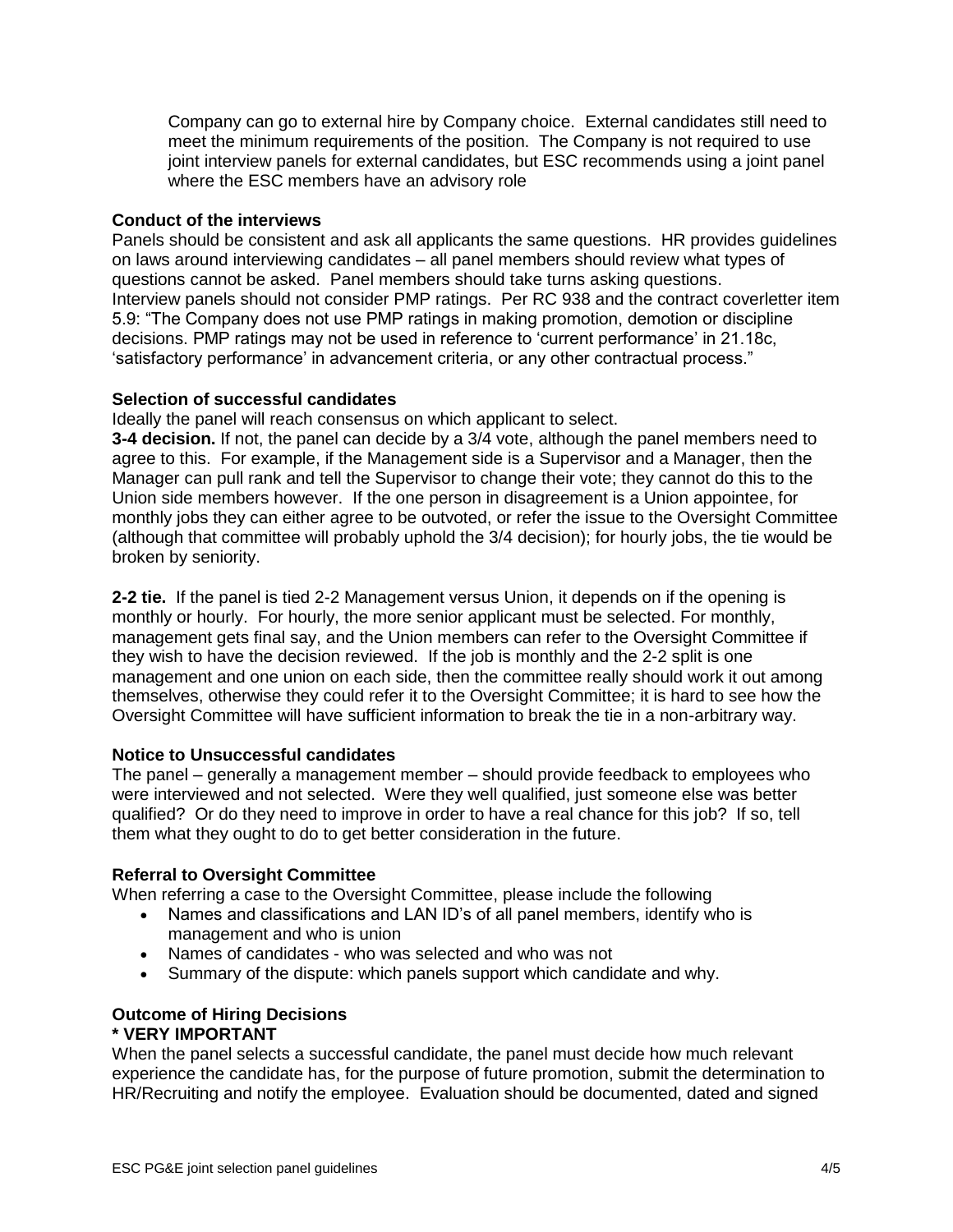Company can go to external hire by Company choice. External candidates still need to meet the minimum requirements of the position. The Company is not required to use joint interview panels for external candidates, but ESC recommends using a joint panel where the ESC members have an advisory role

**Conduct of the interviews**

Panels should be consistent and ask all applicants the same questions. HR provides guidelines on laws around interviewing candidates – all panel members should review what types of questions cannot be asked. Panel members should take turns asking questions.
Interview panels should not consider PMP ratings. Per RC 938 and the contract coverletter item 5.9: "The Company does not use PMP ratings in making promotion, demotion or discipline decisions. PMP ratings may not be used in reference to 'current performance' in 21.18c, 'satisfactory performance' in advancement criteria, or any other contractual process."

**Selection of successful candidates**

Ideally the panel will reach consensus on which applicant to select.
**3-4 decision.** If not, the panel can decide by a 3/4 vote, although the panel members need to agree to this. For example, if the Management side is a Supervisor and a Manager, then the Manager can pull rank and tell the Supervisor to change their vote; they cannot do this to the Union side members however. If the one person in disagreement is a Union appointee, for monthly jobs they can either agree to be outvoted, or refer the issue to the Oversight Committee (although that committee will probably uphold the 3/4 decision); for hourly jobs, the tie would be broken by seniority.

**2-2 tie.** If the panel is tied 2-2 Management versus Union, it depends on if the opening is monthly or hourly. For hourly, the more senior applicant must be selected. For monthly, management gets final say, and the Union members can refer to the Oversight Committee if they wish to have the decision reviewed. If the job is monthly and the 2-2 split is one management and one union on each side, then the committee really should work it out among themselves, otherwise they could refer it to the Oversight Committee; it is hard to see how the Oversight Committee will have sufficient information to break the tie in a non-arbitrary way.

**Notice to Unsuccessful candidates**

The panel – generally a management member – should provide feedback to employees who were interviewed and not selected. Were they well qualified, just someone else was better qualified? Or do they need to improve in order to have a real chance for this job? If so, tell them what they ought to do to get better consideration in the future.

**Referral to Oversight Committee**

When referring a case to the Oversight Committee, please include the following

- Names and classifications and LAN ID's of all panel members, identify who is management and who is union
- Names of candidates - who was selected and who was not
- Summary of the dispute: which panels support which candidate and why.

**Outcome of Hiring Decisions**
**\* VERY IMPORTANT**

When the panel selects a successful candidate, the panel must decide how much relevant experience the candidate has, for the purpose of future promotion, submit the determination to HR/Recruiting and notify the employee. Evaluation should be documented, dated and signed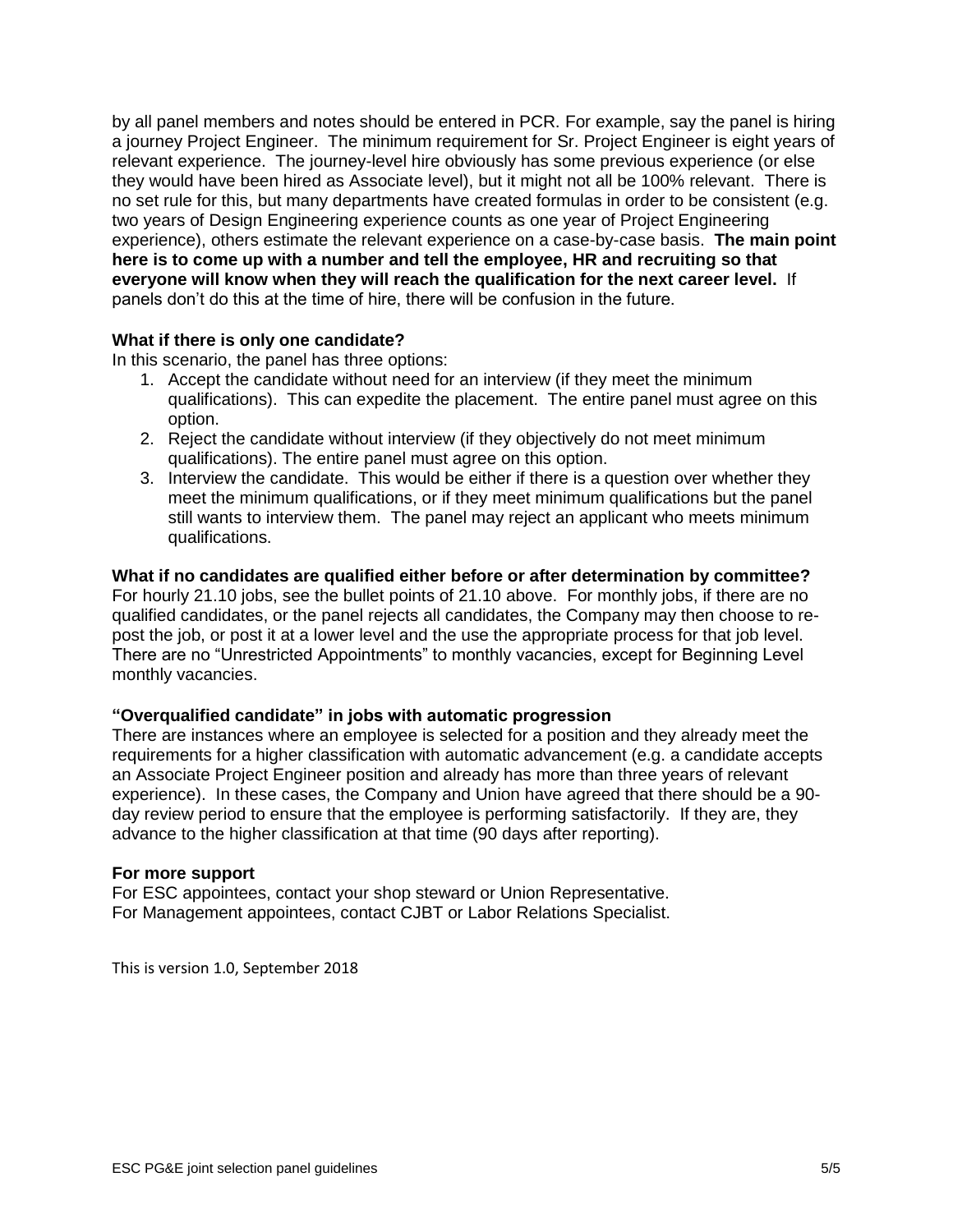by all panel members and notes should be entered in PCR. For example, say the panel is hiring a journey Project Engineer. The minimum requirement for Sr. Project Engineer is eight years of relevant experience. The journey-level hire obviously has some previous experience (or else they would have been hired as Associate level), but it might not all be 100% relevant. There is no set rule for this, but many departments have created formulas in order to be consistent (e.g. two years of Design Engineering experience counts as one year of Project Engineering experience), others estimate the relevant experience on a case-by-case basis. **The main point here is to come up with a number and tell the employee, HR and recruiting so that everyone will know when they will reach the qualification for the next career level.** If panels don't do this at the time of hire, there will be confusion in the future.

**What if there is only one candidate?**

In this scenario, the panel has three options:

1. Accept the candidate without need for an interview (if they meet the minimum qualifications). This can expedite the placement. The entire panel must agree on this option.
2. Reject the candidate without interview (if they objectively do not meet minimum qualifications). The entire panel must agree on this option.
3. Interview the candidate. This would be either if there is a question over whether they meet the minimum qualifications, or if they meet minimum qualifications but the panel still wants to interview them. The panel may reject an applicant who meets minimum qualifications.

**What if no candidates are qualified either before or after determination by committee?**

For hourly 21.10 jobs, see the bullet points of 21.10 above. For monthly jobs, if there are no qualified candidates, or the panel rejects all candidates, the Company may then choose to re-post the job, or post it at a lower level and the use the appropriate process for that job level. There are no "Unrestricted Appointments" to monthly vacancies, except for Beginning Level monthly vacancies.

**"Overqualified candidate" in jobs with automatic progression**

There are instances where an employee is selected for a position and they already meet the requirements for a higher classification with automatic advancement (e.g. a candidate accepts an Associate Project Engineer position and already has more than three years of relevant experience). In these cases, the Company and Union have agreed that there should be a 90-day review period to ensure that the employee is performing satisfactorily. If they are, they advance to the higher classification at that time (90 days after reporting).

**For more support**

For ESC appointees, contact your shop steward or Union Representative.
For Management appointees, contact CJBT or Labor Relations Specialist.

This is version 1.0, September 2018